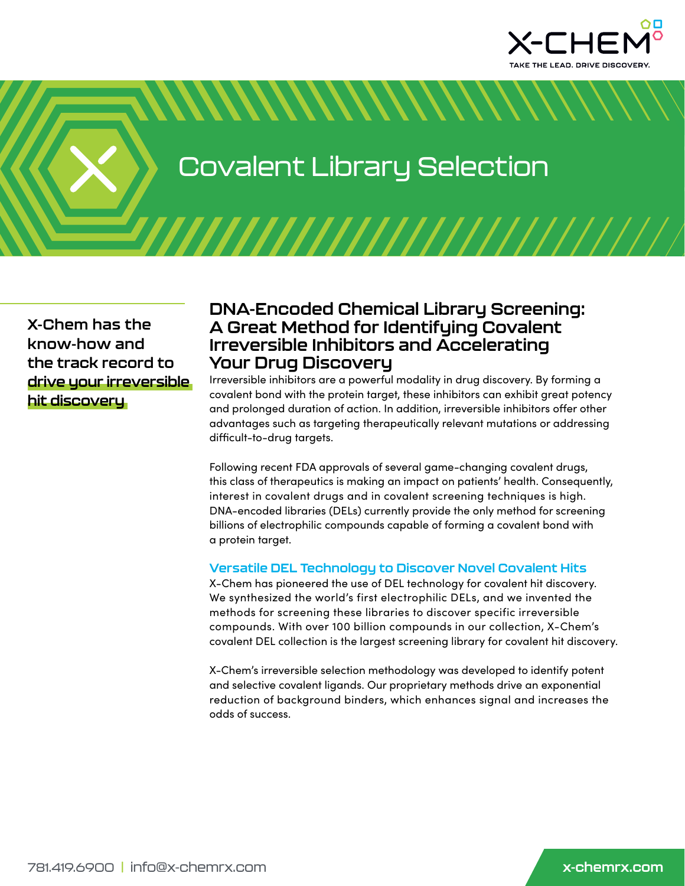X-CHEM

TAKE THE LEAD. DRIVE DISCOVERY.

# Covalent Library Selection

**X-Chem has the know-how and the track record to drive your irreversible hit discovery**

## DNA-Encoded Chemical Library Screening: A Great Method for Identifying Covalent Irreversible Inhibitors and Accelerating Your Drug Discovery

Irreversible inhibitors are a powerful modality in drug discovery. By forming a covalent bond with the protein target, these inhibitors can exhibit great potency and prolonged duration of action. In addition, irreversible inhibitors offer other advantages such as targeting therapeutically relevant mutations or addressing difficult-to-drug targets.

Following recent FDA approvals of several game-changing covalent drugs, this class of therapeutics is making an impact on patients' health. Consequently, interest in covalent drugs and in covalent screening techniques is high. DNA-encoded libraries (DELs) currently provide the only method for screening billions of electrophilic compounds capable of forming a covalent bond with a protein target.

### Versatile DEL Technology to Discover Novel Covalent Hits

X-Chem has pioneered the use of DEL technology for covalent hit discovery. We synthesized the world's first electrophilic DELs, and we invented the methods for screening these libraries to discover specific irreversible compounds. With over 100 billion compounds in our collection, X-Chem's covalent DEL collection is the largest screening library for covalent hit discovery.

X-Chem's irreversible selection methodology was developed to identify potent and selective covalent ligands. Our proprietary methods drive an exponential reduction of background binders, which enhances signal and increases the odds of success.

781.419.6900 | info@x-chemrx.com

x-chemrx.com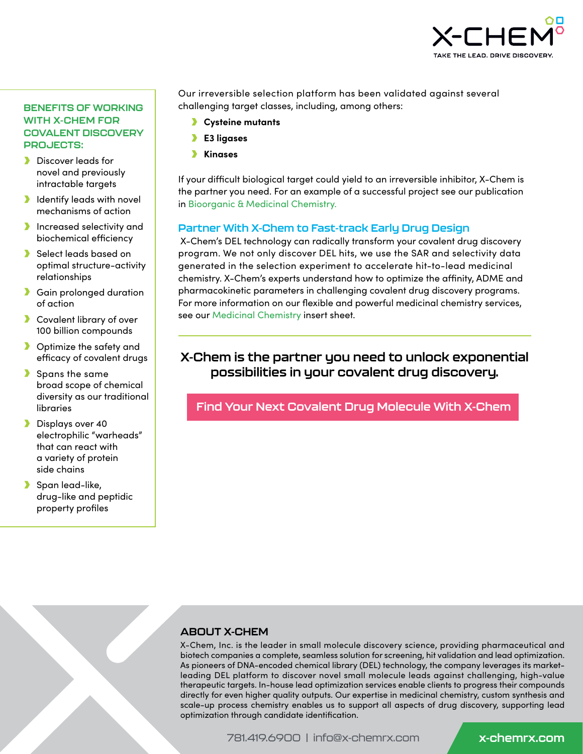X-CHEM

TAKE THE LEAD. DRIVE DISCOVERY.

### BENEFITS OF WORKING WITH X-CHEM FOR COVALENT DISCOVERY PROJECTS:

- Discover leads for novel and previously intractable targets
- Identify leads with novel mechanisms of action
- Increased selectivity and biochemical efficiency
- Select leads based on optimal structure-activity relationships
- Gain prolonged duration of action
- Covalent library of over 100 billion compounds
- Optimize the safety and efficacy of covalent drugs
- Spans the same broad scope of chemical diversity as our traditional libraries
- Displays over 40 electrophilic "warheads" that can react with a variety of protein side chains
- Span lead-like, drug-like and peptidic property profiles

Our irreversible selection platform has been validated against several challenging target classes, including, among others:

- **Cysteine mutants**
- **E3 ligases**
- **Kinases**

If your difficult biological target could yield to an irreversible inhibitor, X-Chem is the partner you need. For an example of a successful project see our publication in Bioorganic & Medicinal Chemistry.

## Partner With X-Chem to Fast-track Early Drug Design

X-Chem's DEL technology can radically transform your covalent drug discovery program. We not only discover DEL hits, we use the SAR and selectivity data generated in the selection experiment to accelerate hit-to-lead medicinal chemistry. X-Chem's experts understand how to optimize the affinity, ADME and pharmacokinetic parameters in challenging covalent drug discovery programs. For more information on our flexible and powerful medicinal chemistry services, see our Medicinal Chemistry insert sheet.

**X-Chem is the partner you need to unlock exponential possibilities in your covalent drug discovery.**

**Find Your Next Covalent Drug Molecule With X-Chem**

## ABOUT X-CHEM

X-Chem, Inc. is the leader in small molecule discovery science, providing pharmaceutical and biotech companies a complete, seamless solution for screening, hit validation and lead optimization. As pioneers of DNA-encoded chemical library (DEL) technology, the company leverages its market-leading DEL platform to discover novel small molecule leads against challenging, high-value therapeutic targets. In-house lead optimization services enable clients to progress their compounds directly for even higher quality outputs. Our expertise in medicinal chemistry, custom synthesis and scale-up process chemistry enables us to support all aspects of drug discovery, supporting lead optimization through candidate identification.

781.419.6900 | info@x-chemrx.com

x-chemrx.com